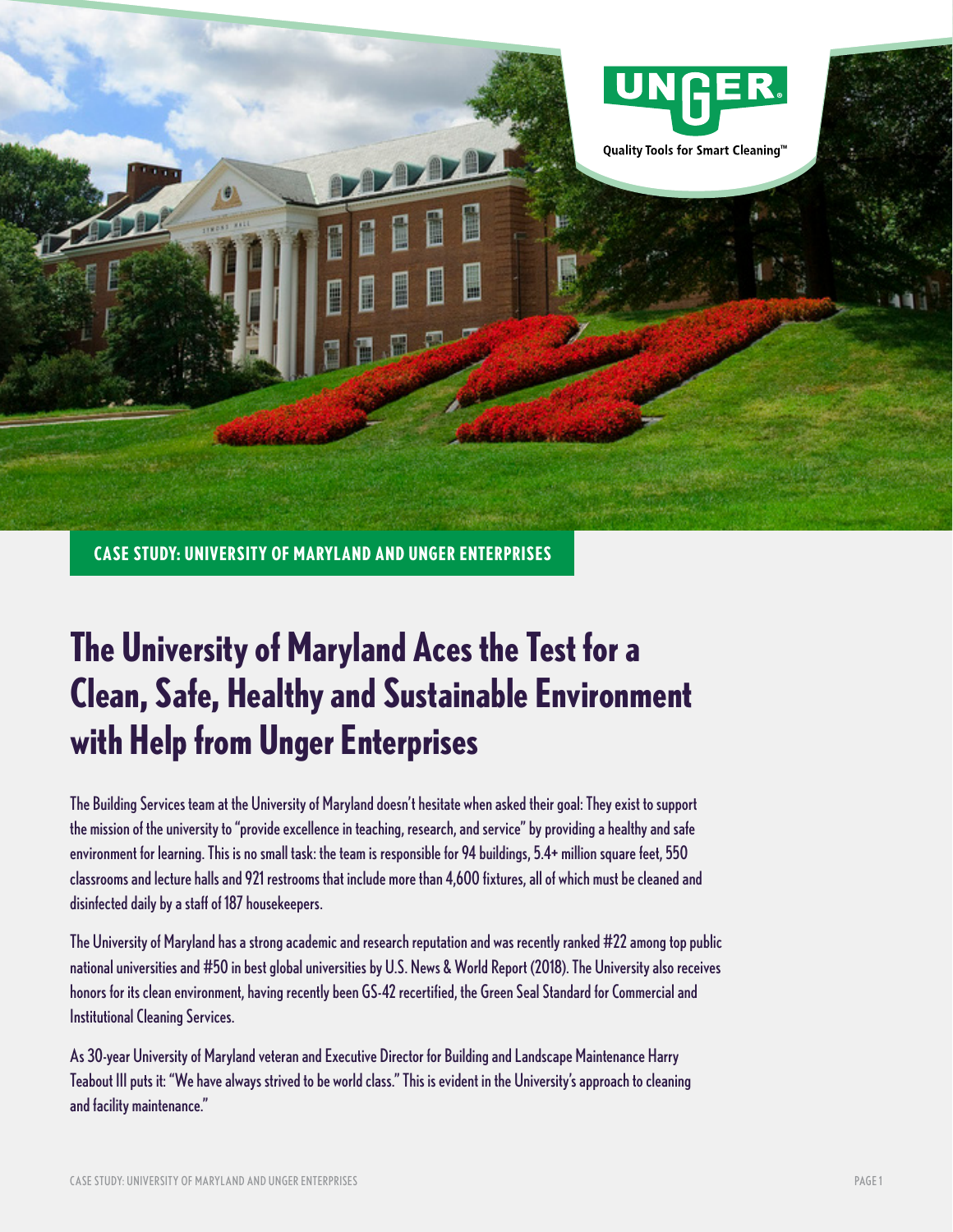UNGER

Quality Tools for Smart Cleaning™

**CASE STUDY: UNIVERSITY OF MARYLAND AND UNGER ENTERPRISES**

# The University of Maryland Aces the Test for a Clean, Safe, Healthy and Sustainable Environment with Help from Unger Enterprises

The Building Services team at the University of Maryland doesn't hesitate when asked their goal: They exist to support the mission of the university to "provide excellence in teaching, research, and service" by providing a healthy and safe environment for learning. This is no small task: the team is responsible for 94 buildings, 5.4+ million square feet, 550 classrooms and lecture halls and 921 restrooms that include more than 4,600 fixtures, all of which must be cleaned and disinfected daily by a staff of 187 housekeepers.

The University of Maryland has a strong academic and research reputation and was recently ranked #22 among top public national universities and #50 in best global universities by U.S. News & World Report (2018). The University also receives honors for its clean environment, having recently been GS-42 recertified, the Green Seal Standard for Commercial and Institutional Cleaning Services.

As 30-year University of Maryland veteran and Executive Director for Building and Landscape Maintenance Harry Teabout III puts it: "We have always strived to be world class." This is evident in the University's approach to cleaning and facility maintenance."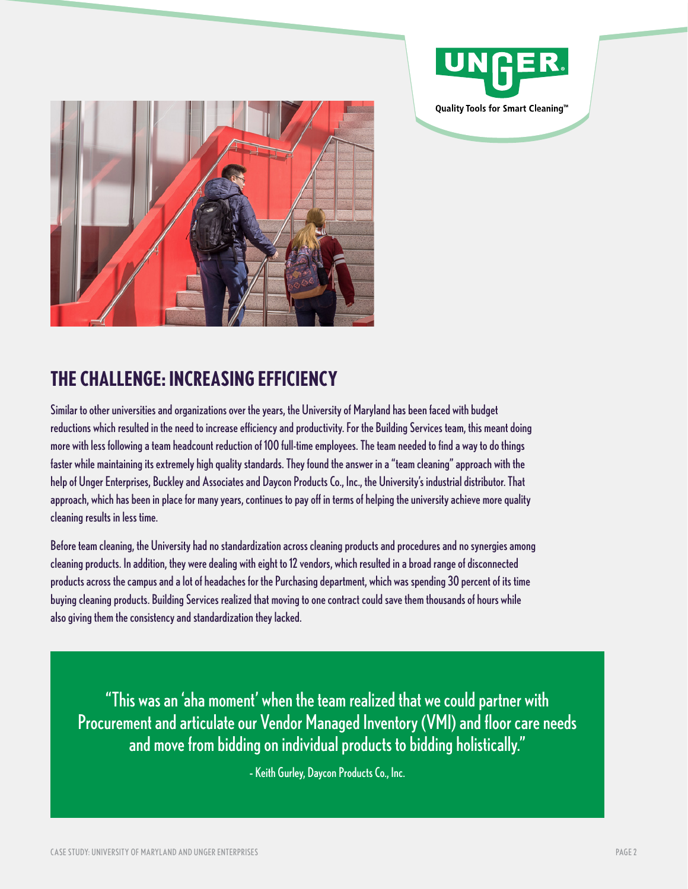## THE CHALLENGE: INCREASING EFFICIENCY

Similar to other universities and organizations over the years, the University of Maryland has been faced with budget reductions which resulted in the need to increase efficiency and productivity. For the Building Services team, this meant doing more with less following a team headcount reduction of 100 full-time employees. The team needed to find a way to do things faster while maintaining its extremely high quality standards. They found the answer in a "team cleaning" approach with the help of Unger Enterprises, Buckley and Associates and Daycon Products Co., Inc., the University's industrial distributor. That approach, which has been in place for many years, continues to pay off in terms of helping the university achieve more quality cleaning results in less time.

Before team cleaning, the University had no standardization across cleaning products and procedures and no synergies among cleaning products. In addition, they were dealing with eight to 12 vendors, which resulted in a broad range of disconnected products across the campus and a lot of headaches for the Purchasing department, which was spending 30 percent of its time buying cleaning products. Building Services realized that moving to one contract could save them thousands of hours while also giving them the consistency and standardization they lacked.

> "This was an 'aha moment' when the team realized that we could partner with Procurement and articulate our Vendor Managed Inventory (VMI) and floor care needs and move from bidding on individual products to bidding holistically."
>
> - Keith Gurley, Daycon Products Co., Inc.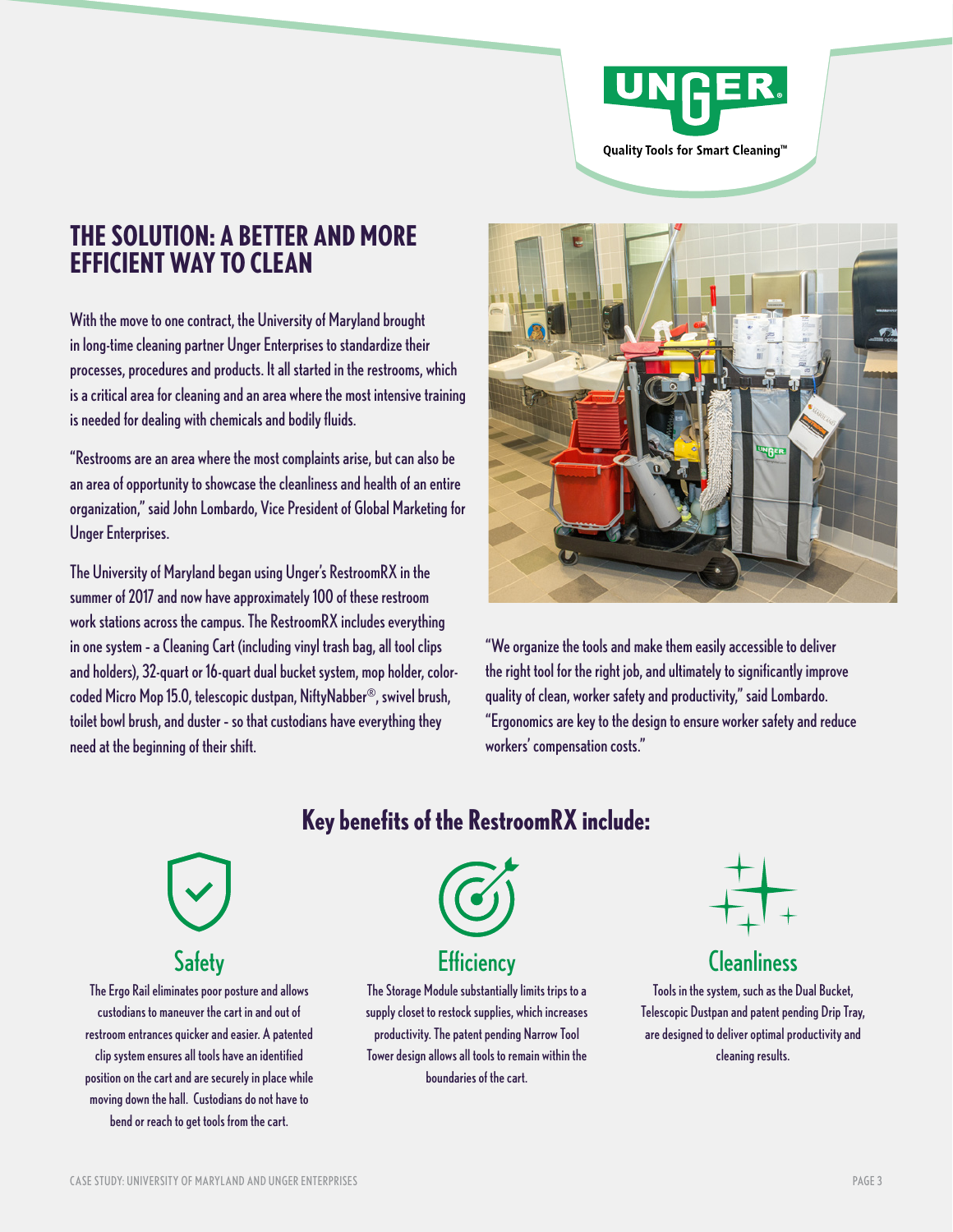## THE SOLUTION: A BETTER AND MORE EFFICIENT WAY TO CLEAN

With the move to one contract, the University of Maryland brought in long-time cleaning partner Unger Enterprises to standardize their processes, procedures and products. It all started in the restrooms, which is a critical area for cleaning and an area where the most intensive training is needed for dealing with chemicals and bodily fluids.

"Restrooms are an area where the most complaints arise, but can also be an area of opportunity to showcase the cleanliness and health of an entire organization," said John Lombardo, Vice President of Global Marketing for Unger Enterprises.

The University of Maryland began using Unger's RestroomRX in the summer of 2017 and now have approximately 100 of these restroom work stations across the campus. The RestroomRX includes everything in one system - a Cleaning Cart (including vinyl trash bag, all tool clips and holders), 32-quart or 16-quart dual bucket system, mop holder, color-coded Micro Mop 15.0, telescopic dustpan, NiftyNabber®, swivel brush, toilet bowl brush, and duster - so that custodians have everything they need at the beginning of their shift.

"We organize the tools and make them easily accessible to deliver the right tool for the right job, and ultimately to significantly improve quality of clean, worker safety and productivity," said Lombardo. "Ergonomics are key to the design to ensure worker safety and reduce workers' compensation costs."

## Key benefits of the RestroomRX include:

### Safety

The Ergo Rail eliminates poor posture and allows custodians to maneuver the cart in and out of restroom entrances quicker and easier. A patented clip system ensures all tools have an identified position on the cart and are securely in place while moving down the hall. Custodians do not have to bend or reach to get tools from the cart.

### Efficiency

The Storage Module substantially limits trips to a supply closet to restock supplies, which increases productivity. The patent pending Narrow Tool Tower design allows all tools to remain within the boundaries of the cart.

### Cleanliness

Tools in the system, such as the Dual Bucket, Telescopic Dustpan and patent pending Drip Tray, are designed to deliver optimal productivity and cleaning results.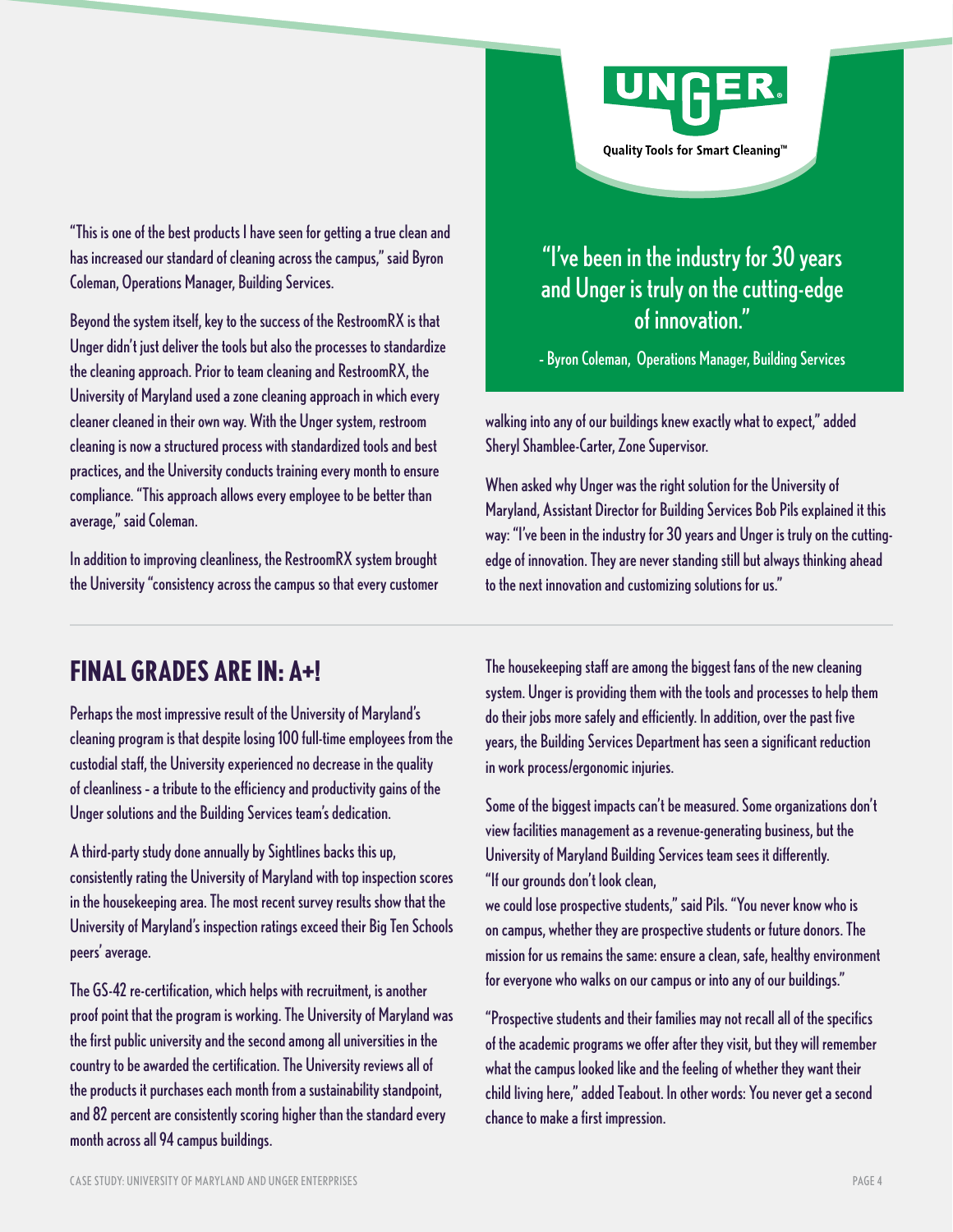"This is one of the best products I have seen for getting a true clean and has increased our standard of cleaning across the campus," said Byron Coleman, Operations Manager, Building Services.

Beyond the system itself, key to the success of the RestroomRX is that Unger didn't just deliver the tools but also the processes to standardize the cleaning approach. Prior to team cleaning and RestroomRX, the University of Maryland used a zone cleaning approach in which every cleaner cleaned in their own way. With the Unger system, restroom cleaning is now a structured process with standardized tools and best practices, and the University conducts training every month to ensure compliance. "This approach allows every employee to be better than average," said Coleman.

In addition to improving cleanliness, the RestroomRX system brought the University "consistency across the campus so that every customer walking into any of our buildings knew exactly what to expect," added Sheryl Shamblee-Carter, Zone Supervisor.

UNGER
Quality Tools for Smart Cleaning™

> "I've been in the industry for 30 years and Unger is truly on the cutting-edge of innovation."
>
> - Byron Coleman, Operations Manager, Building Services

When asked why Unger was the right solution for the University of Maryland, Assistant Director for Building Services Bob Pils explained it this way: "I've been in the industry for 30 years and Unger is truly on the cutting-edge of innovation. They are never standing still but always thinking ahead to the next innovation and customizing solutions for us."

## FINAL GRADES ARE IN: A+!

Perhaps the most impressive result of the University of Maryland's cleaning program is that despite losing 100 full-time employees from the custodial staff, the University experienced no decrease in the quality of cleanliness - a tribute to the efficiency and productivity gains of the Unger solutions and the Building Services team's dedication.

A third-party study done annually by Sightlines backs this up, consistently rating the University of Maryland with top inspection scores in the housekeeping area. The most recent survey results show that the University of Maryland's inspection ratings exceed their Big Ten Schools peers' average.

The GS-42 re-certification, which helps with recruitment, is another proof point that the program is working. The University of Maryland was the first public university and the second among all universities in the country to be awarded the certification. The University reviews all of the products it purchases each month from a sustainability standpoint, and 82 percent are consistently scoring higher than the standard every month across all 94 campus buildings.

The housekeeping staff are among the biggest fans of the new cleaning system. Unger is providing them with the tools and processes to help them do their jobs more safely and efficiently. In addition, over the past five years, the Building Services Department has seen a significant reduction in work process/ergonomic injuries.

Some of the biggest impacts can't be measured. Some organizations don't view facilities management as a revenue-generating business, but the University of Maryland Building Services team sees it differently. "If our grounds don't look clean, we could lose prospective students," said Pils. "You never know who is on campus, whether they are prospective students or future donors. The mission for us remains the same: ensure a clean, safe, healthy environment for everyone who walks on our campus or into any of our buildings."

"Prospective students and their families may not recall all of the specifics of the academic programs we offer after they visit, but they will remember what the campus looked like and the feeling of whether they want their child living here," added Teabout. In other words: You never get a second chance to make a first impression.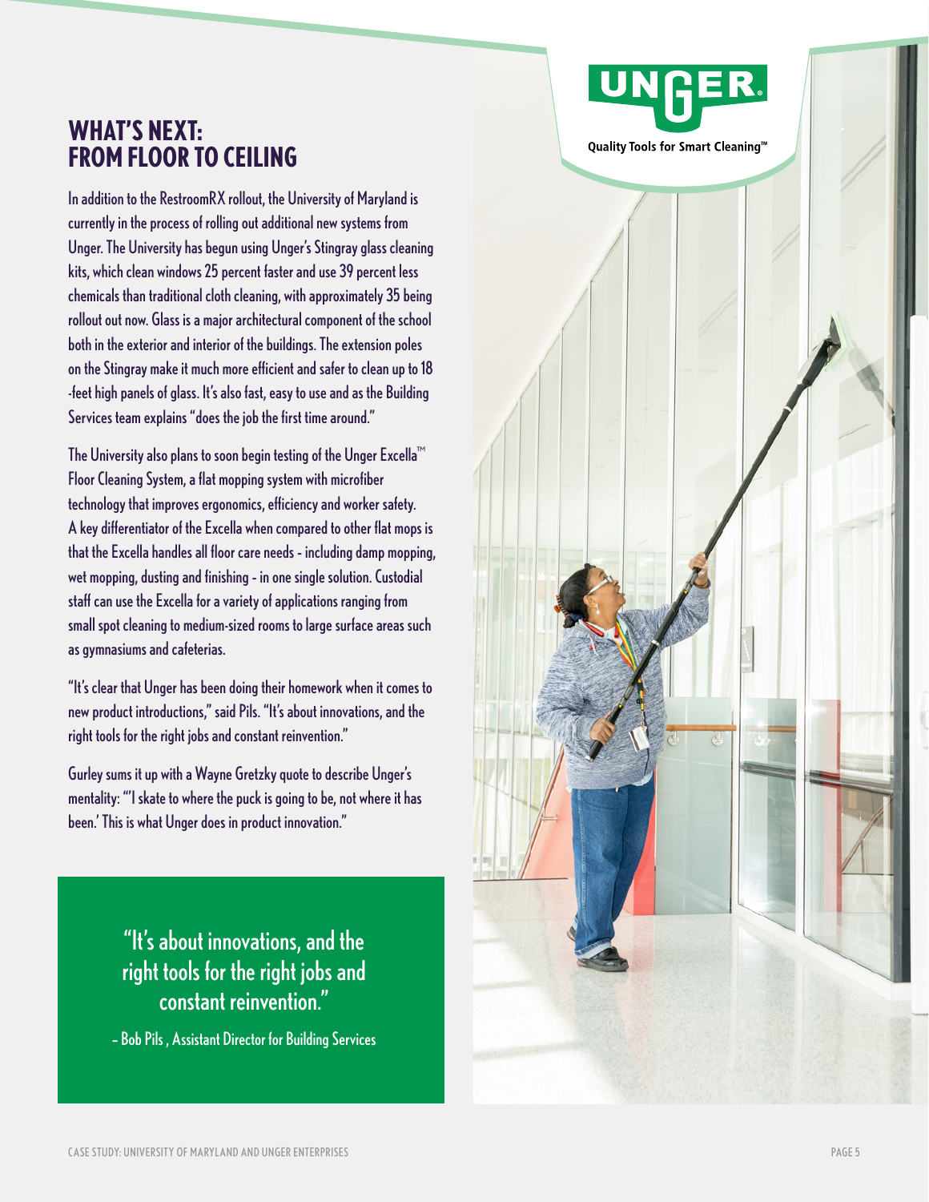## WHAT'S NEXT: FROM FLOOR TO CEILING

In addition to the RestroomRX rollout, the University of Maryland is currently in the process of rolling out additional new systems from Unger. The University has begun using Unger's Stingray glass cleaning kits, which clean windows 25 percent faster and use 39 percent less chemicals than traditional cloth cleaning, with approximately 35 being rollout out now. Glass is a major architectural component of the school both in the exterior and interior of the buildings. The extension poles on the Stingray make it much more efficient and safer to clean up to 18 -feet high panels of glass. It's also fast, easy to use and as the Building Services team explains "does the job the first time around."

The University also plans to soon begin testing of the Unger Excella™ Floor Cleaning System, a flat mopping system with microfiber technology that improves ergonomics, efficiency and worker safety. A key differentiator of the Excella when compared to other flat mops is that the Excella handles all floor care needs - including damp mopping, wet mopping, dusting and finishing - in one single solution. Custodial staff can use the Excella for a variety of applications ranging from small spot cleaning to medium-sized rooms to large surface areas such as gymnasiums and cafeterias.

"It's clear that Unger has been doing their homework when it comes to new product introductions," said Pils. "It's about innovations, and the right tools for the right jobs and constant reinvention."

Gurley sums it up with a Wayne Gretzky quote to describe Unger's mentality: "'I skate to where the puck is going to be, not where it has been.' This is what Unger does in product innovation."

> "It's about innovations, and the right tools for the right jobs and constant reinvention."
>
> – Bob Pils , Assistant Director for Building Services

UNGER
Quality Tools for Smart Cleaning™